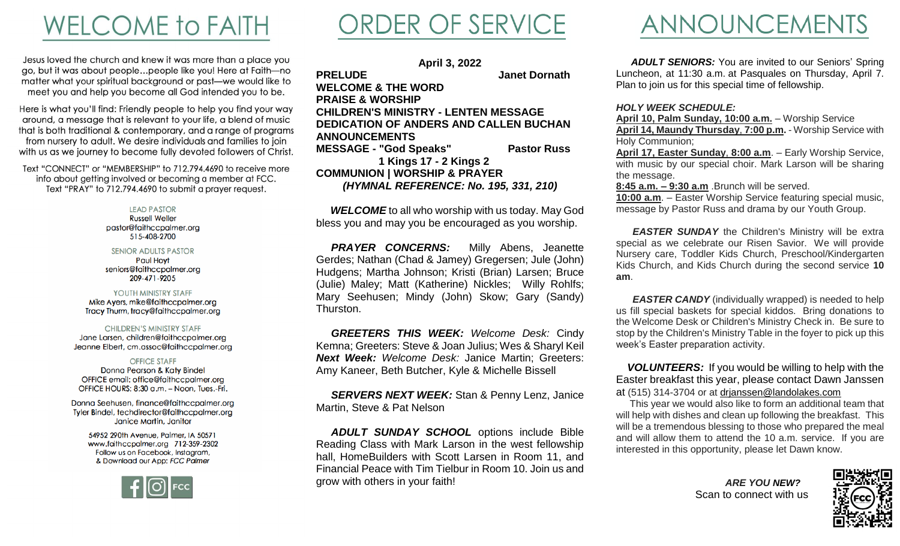# WELCOME to FAITH

Jesus loved the church and knew it was more than a place you go, but it was about people…people like you! Here at Faith—no matter what your spiritual background or past—we would like to meet you and help you become all God intended you to be.

Here is what you'll find: Friendly people to help you find your way around, a message that is relevant to your life, a blend of music that is both traditional & contemporary, and a range of programs from nursery to adult. We desire individuals and families to join with us as we journey to become fully devoted followers of Christ.

Text "CONNECT" or "MEMBERSHIP" to 712.794.4690 to receive more info about getting involved or becoming a member at FCC. Text "PRAY" to 712.794.4690 to submit a prayer request.

LEAD PASTOR
Russell Weller
pastor@faithccpalmer.org
515-408-2700

SENIOR ADULTS PASTOR
Paul Hoyt
seniors@faithccpalmer.org
209-471-9205

YOUTH MINISTRY STAFF
Mike Ayers, mike@faithccpalmer.org
Tracy Thurm, tracy@faithccpalmer.org

CHILDREN'S MINISTRY STAFF
Jane Larsen, children@faithccpalmer.org
Jeanne Elbert, cm.assoc@faithccpalmer.org

OFFICE STAFF
Donna Pearson & Katy Bindel
OFFICE email: office@faithccpalmer.org
OFFICE HOURS: 8:30 a.m. – Noon, Tues.-Fri.

Donna Seehusen, finance@faithccpalmer.org
Tyler Bindel, techdirector@faithccpalmer.org
Janice Martin, Janitor

54952 290th Avenue, Palmer, IA 50571
www.faithccpalmer.org 712-359-2302
Follow us on Facebook, Instagram,
& Download our App: *FCC Palmer*

# ORDER OF SERVICE

**April 3, 2022**

**PRELUDE** — **Janet Dornath**
**WELCOME & THE WORD**
**PRAISE & WORSHIP**
**CHILDREN'S MINISTRY - LENTEN MESSAGE**
**DEDICATION OF ANDERS AND CALLEN BUCHAN**
**ANNOUNCEMENTS**
**MESSAGE - "God Speaks"** — **Pastor Russ**
**1 Kings 17 - 2 Kings 2**
**COMMUNION | WORSHIP & PRAYER**
***(HYMNAL REFERENCE: No. 195, 331, 210)***

***WELCOME*** to all who worship with us today. May God bless you and may you be encouraged as you worship.

***PRAYER CONCERNS:*** Milly Abens, Jeanette Gerdes; Nathan (Chad & Jamey) Gregersen; Jule (John) Hudgens; Martha Johnson; Kristi (Brian) Larsen; Bruce (Julie) Maley; Matt (Katherine) Nickles; Willy Rohlfs; Mary Seehusen; Mindy (John) Skow; Gary (Sandy) Thurston.

***GREETERS THIS WEEK:*** *Welcome Desk:* Cindy Kemna; Greeters: Steve & Joan Julius; Wes & Sharyl Keil ***Next Week:*** *Welcome Desk:* Janice Martin; Greeters: Amy Kaneer, Beth Butcher, Kyle & Michelle Bissell

***SERVERS NEXT WEEK:*** Stan & Penny Lenz, Janice Martin, Steve & Pat Nelson

***ADULT SUNDAY SCHOOL*** options include Bible Reading Class with Mark Larson in the west fellowship hall, HomeBuilders with Scott Larsen in Room 11, and Financial Peace with Tim Tielbur in Room 10. Join us and grow with others in your faith!

# ANNOUNCEMENTS

***ADULT SENIORS:*** You are invited to our Seniors' Spring Luncheon, at 11:30 a.m. at Pasquales on Thursday, April 7. Plan to join us for this special time of fellowship.

***HOLY WEEK SCHEDULE:***
**April 10, Palm Sunday, 10:00 a.m.** – Worship Service
**April 14, Maundy Thursday**, **7:00 p.m.** - Worship Service with Holy Communion;
**April 17, Easter Sunday**, **8:00 a.m**. – Early Worship Service, with music by our special choir. Mark Larson will be sharing the message.
**8:45 a.m. – 9:30 a.m** .Brunch will be served.
**10:00 a.m**. – Easter Worship Service featuring special music, message by Pastor Russ and drama by our Youth Group.

***EASTER SUNDAY*** the Children's Ministry will be extra special as we celebrate our Risen Savior. We will provide Nursery care, Toddler Kids Church, Preschool/Kindergarten Kids Church, and Kids Church during the second service **10 am**.

***EASTER CANDY*** (individually wrapped) is needed to help us fill special baskets for special kiddos. Bring donations to the Welcome Desk or Children's Ministry Check in. Be sure to stop by the Children's Ministry Table in the foyer to pick up this week's Easter preparation activity.

***VOLUNTEERS:*** If you would be willing to help with the Easter breakfast this year, please contact Dawn Janssen at (515) 314-3704 or at drjanssen@landolakes.com

This year we would also like to form an additional team that will help with dishes and clean up following the breakfast. This will be a tremendous blessing to those who prepared the meal and will allow them to attend the 10 a.m. service. If you are interested in this opportunity, please let Dawn know.

***ARE YOU NEW?***
Scan to connect with us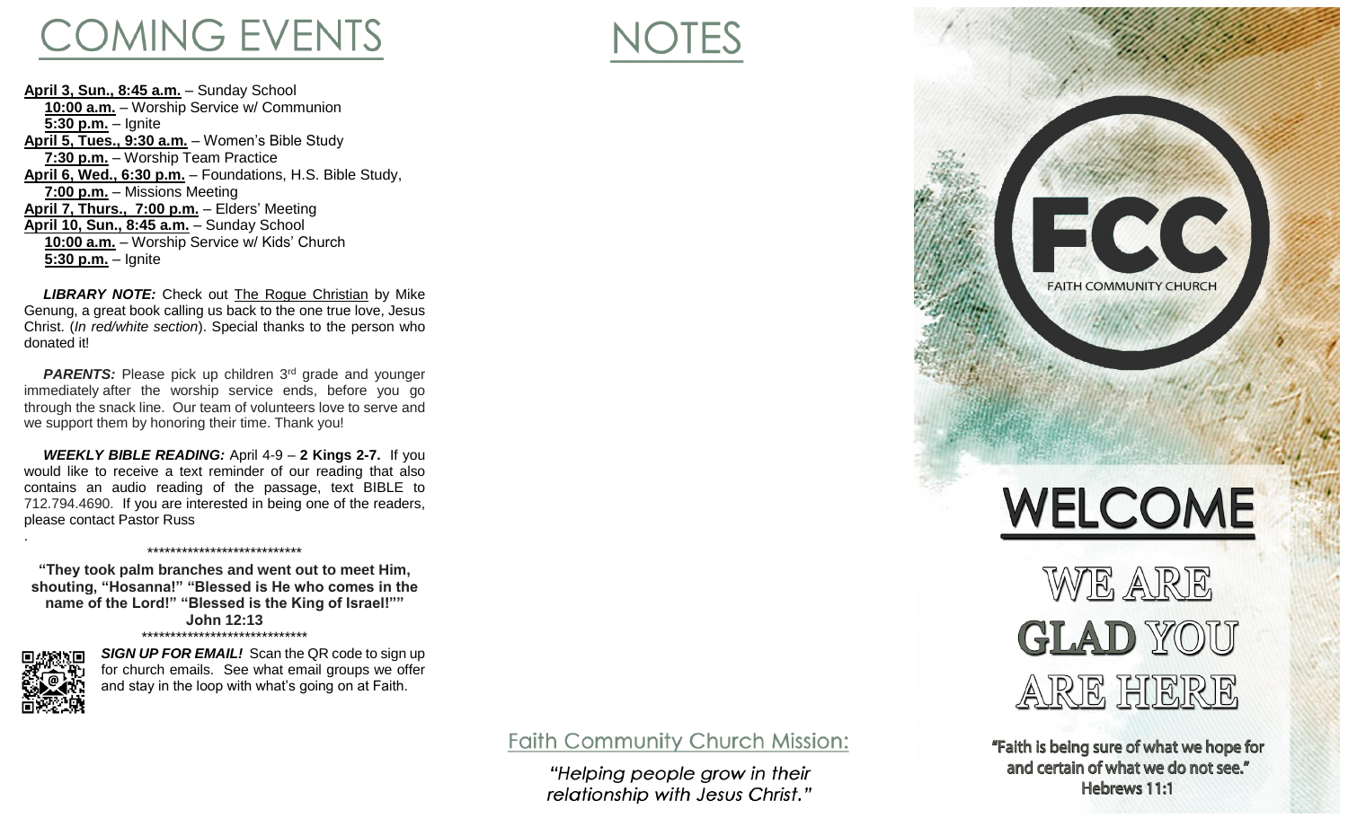# COMING EVENTS

**April 3, Sun., 8:45 a.m.** – Sunday School
**10:00 a.m.** – Worship Service w/ Communion
**5:30 p.m.** – Ignite
**April 5, Tues., 9:30 a.m.** – Women's Bible Study
**7:30 p.m.** – Worship Team Practice
**April 6, Wed., 6:30 p.m.** – Foundations, H.S. Bible Study,
**7:00 p.m.** – Missions Meeting
**April 7, Thurs., 7:00 p.m.** – Elders' Meeting
**April 10, Sun., 8:45 a.m.** – Sunday School
**10:00 a.m.** – Worship Service w/ Kids' Church
**5:30 p.m.** – Ignite

***LIBRARY NOTE:*** Check out The Rogue Christian by Mike Genung, a great book calling us back to the one true love, Jesus Christ. (*In red/white section*). Special thanks to the person who donated it!

***PARENTS:*** Please pick up children 3rd grade and younger immediately after the worship service ends, before you go through the snack line. Our team of volunteers love to serve and we support them by honoring their time. Thank you!

***WEEKLY BIBLE READING:*** April 4-9 – **2 Kings 2-7.** If you would like to receive a text reminder of our reading that also contains an audio reading of the passage, text BIBLE to 712.794.4690. If you are interested in being one of the readers, please contact Pastor Russ

.

***************************

**"They took palm branches and went out to meet Him, shouting, "Hosanna!" "Blessed is He who comes in the name of the Lord!" "Blessed is the King of Israel!"" John 12:13**

*****************************

***SIGN UP FOR EMAIL!*** Scan the QR code to sign up for church emails. See what email groups we offer and stay in the loop with what's going on at Faith.

# NOTES

Faith Community Church Mission:

*"Helping people grow in their relationship with Jesus Christ."*

FCC
FAITH COMMUNITY CHURCH

# WELCOME

WE ARE GLAD YOU ARE HERE

"Faith is being sure of what we hope for and certain of what we do not see."
Hebrews 11:1